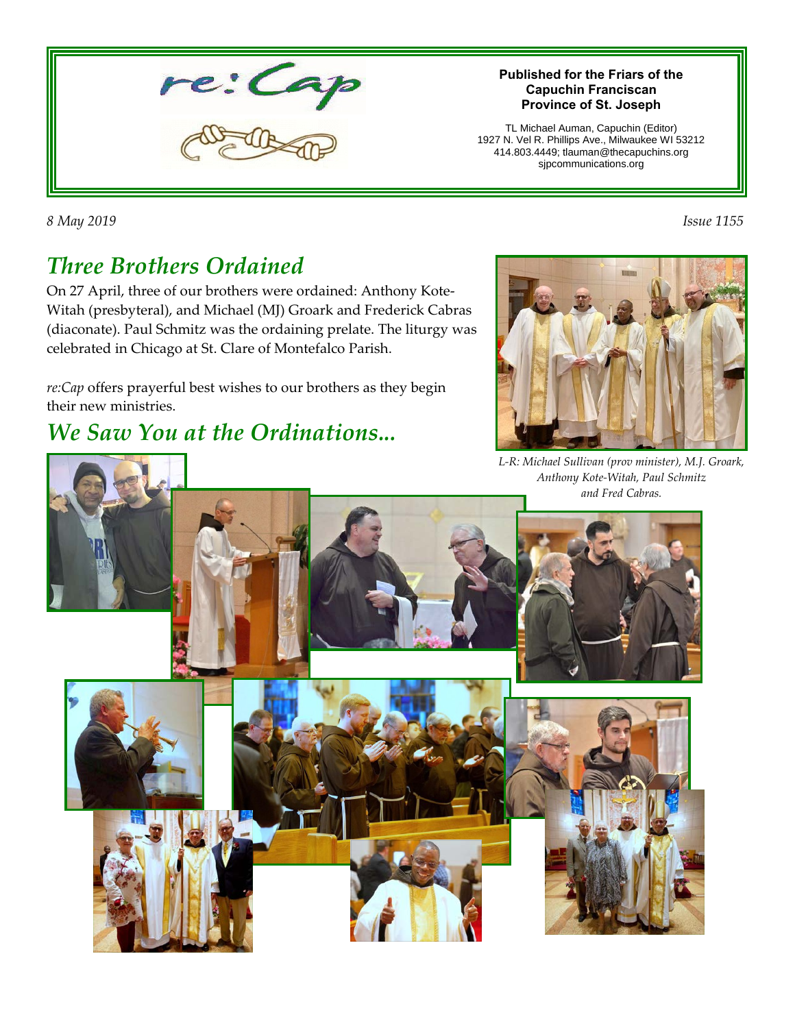# re:Cap

**Published for the Friars of the Capuchin Franciscan Province of St. Joseph**

TL Michael Auman, Capuchin (Editor)
1927 N. Vel R. Phillips Ave., Milwaukee WI 53212
414.803.4449; tlauman@thecapuchins.org
sjpcommunications.org

*8 May 2019*

*Issue 1155*

## *Three Brothers Ordained*

On 27 April, three of our brothers were ordained: Anthony Kote-Witah (presbyteral), and Michael (MJ) Groark and Frederick Cabras (diaconate). Paul Schmitz was the ordaining prelate. The liturgy was celebrated in Chicago at St. Clare of Montefalco Parish.

*re:Cap* offers prayerful best wishes to our brothers as they begin their new ministries.

*L-R: Michael Sullivan (prov minister), M.J. Groark, Anthony Kote-Witah, Paul Schmitz and Fred Cabras.*

## *We Saw You at the Ordinations...*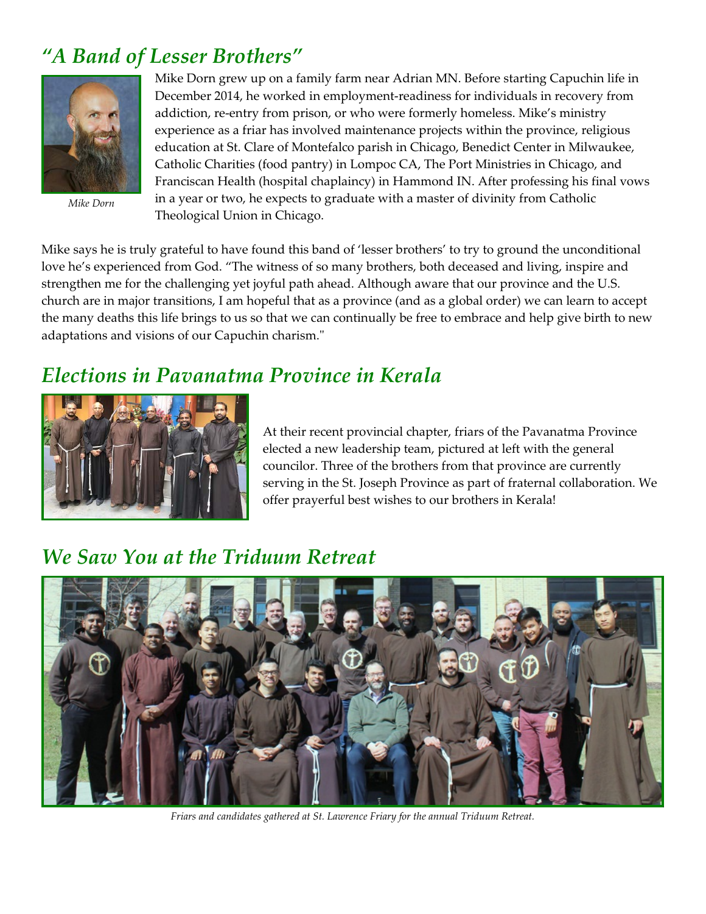## *"A Band of Lesser Brothers"*

*Mike Dorn*

Mike Dorn grew up on a family farm near Adrian MN. Before starting Capuchin life in December 2014, he worked in employment-readiness for individuals in recovery from addiction, re-entry from prison, or who were formerly homeless. Mike's ministry experience as a friar has involved maintenance projects within the province, religious education at St. Clare of Montefalco parish in Chicago, Benedict Center in Milwaukee, Catholic Charities (food pantry) in Lompoc CA, The Port Ministries in Chicago, and Franciscan Health (hospital chaplaincy) in Hammond IN. After professing his final vows in a year or two, he expects to graduate with a master of divinity from Catholic Theological Union in Chicago.

Mike says he is truly grateful to have found this band of 'lesser brothers' to try to ground the unconditional love he's experienced from God. "The witness of so many brothers, both deceased and living, inspire and strengthen me for the challenging yet joyful path ahead. Although aware that our province and the U.S. church are in major transitions, I am hopeful that as a province (and as a global order) we can learn to accept the many deaths this life brings to us so that we can continually be free to embrace and help give birth to new adaptations and visions of our Capuchin charism."

## *Elections in Pavanatma Province in Kerala*

At their recent provincial chapter, friars of the Pavanatma Province elected a new leadership team, pictured at left with the general councilor. Three of the brothers from that province are currently serving in the St. Joseph Province as part of fraternal collaboration. We offer prayerful best wishes to our brothers in Kerala!

## *We Saw You at the Triduum Retreat*

*Friars and candidates gathered at St. Lawrence Friary for the annual Triduum Retreat.*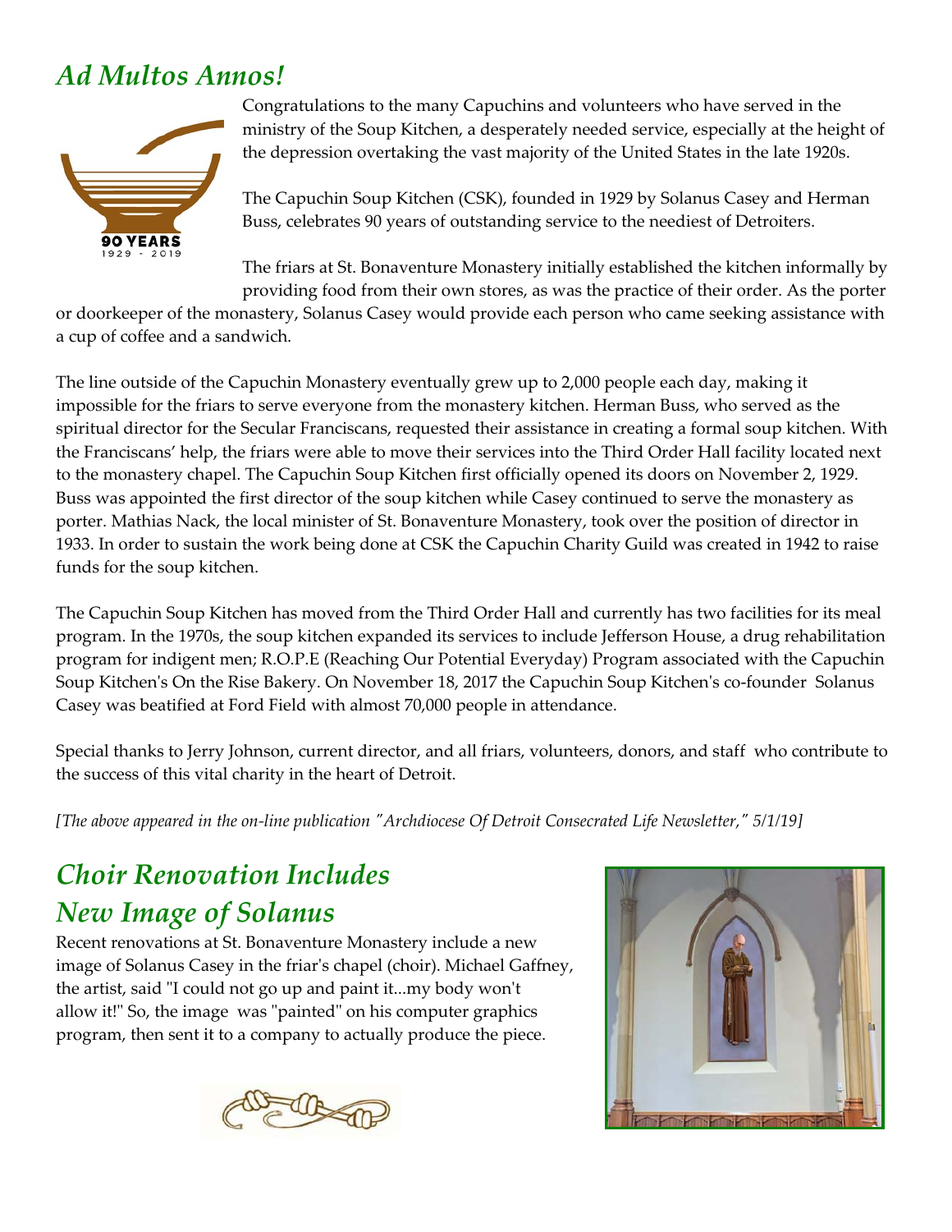## *Ad Multos Annos!*

90 YEARS
1929 - 2019

Congratulations to the many Capuchins and volunteers who have served in the ministry of the Soup Kitchen, a desperately needed service, especially at the height of the depression overtaking the vast majority of the United States in the late 1920s.

The Capuchin Soup Kitchen (CSK), founded in 1929 by Solanus Casey and Herman Buss, celebrates 90 years of outstanding service to the neediest of Detroiters.

The friars at St. Bonaventure Monastery initially established the kitchen informally by providing food from their own stores, as was the practice of their order. As the porter or doorkeeper of the monastery, Solanus Casey would provide each person who came seeking assistance with a cup of coffee and a sandwich.

The line outside of the Capuchin Monastery eventually grew up to 2,000 people each day, making it impossible for the friars to serve everyone from the monastery kitchen. Herman Buss, who served as the spiritual director for the Secular Franciscans, requested their assistance in creating a formal soup kitchen. With the Franciscans' help, the friars were able to move their services into the Third Order Hall facility located next to the monastery chapel. The Capuchin Soup Kitchen first officially opened its doors on November 2, 1929. Buss was appointed the first director of the soup kitchen while Casey continued to serve the monastery as porter. Mathias Nack, the local minister of St. Bonaventure Monastery, took over the position of director in 1933. In order to sustain the work being done at CSK the Capuchin Charity Guild was created in 1942 to raise funds for the soup kitchen.

The Capuchin Soup Kitchen has moved from the Third Order Hall and currently has two facilities for its meal program. In the 1970s, the soup kitchen expanded its services to include Jefferson House, a drug rehabilitation program for indigent men; R.O.P.E (Reaching Our Potential Everyday) Program associated with the Capuchin Soup Kitchen's On the Rise Bakery. On November 18, 2017 the Capuchin Soup Kitchen's co-founder Solanus Casey was beatified at Ford Field with almost 70,000 people in attendance.

Special thanks to Jerry Johnson, current director, and all friars, volunteers, donors, and staff who contribute to the success of this vital charity in the heart of Detroit.

*[The above appeared in the on-line publication "Archdiocese Of Detroit Consecrated Life Newsletter," 5/1/19]*

## *Choir Renovation Includes New Image of Solanus*

Recent renovations at St. Bonaventure Monastery include a new image of Solanus Casey in the friar's chapel (choir). Michael Gaffney, the artist, said "I could not go up and paint it...my body won't allow it!" So, the image was "painted" on his computer graphics program, then sent it to a company to actually produce the piece.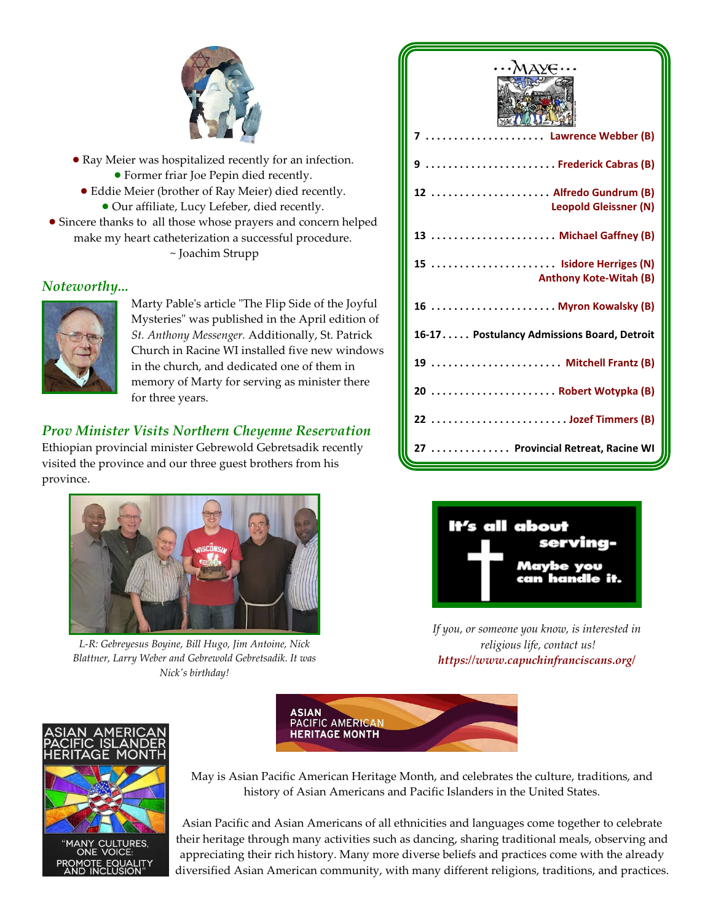- Ray Meier was hospitalized recently for an infection.
- Former friar Joe Pepin died recently.
- Eddie Meier (brother of Ray Meier) died recently.
- Our affiliate, Lucy Lefeber, died recently.
- Sincere thanks to all those whose prayers and concern helped make my heart catheterization a successful procedure.
  ~ Joachim Strupp

## *Noteworthy...*

Marty Pable's article "The Flip Side of the Joyful Mysteries" was published in the April edition of *St. Anthony Messenger.* Additionally, St. Patrick Church in Racine WI installed five new windows in the church, and dedicated one of them in memory of Marty for serving as minister there for three years.

## *Prov Minister Visits Northern Cheyenne Reservation*

Ethiopian provincial minister Gebrewold Gebretsadik recently visited the province and our three guest brothers from his province.

*L-R: Gebreyesus Boyine, Bill Hugo, Jim Antoine, Nick Blattner, Larry Weber and Gebrewold Gebretsadik. It was Nick's birthday!*

## ...MAYE...

| | |
|---|---|
| 7 | Lawrence Webber (B) |
| 9 | Frederick Cabras (B) |
| 12 | Alfredo Gundrum (B)<br>Leopold Gleissner (N) |
| 13 | Michael Gaffney (B) |
| 15 | Isidore Herriges (N)<br>Anthony Kote-Witah (B) |
| 16 | Myron Kowalsky (B) |
| 16-17 | Postulancy Admissions Board, Detroit |
| 19 | Mitchell Frantz (B) |
| 20 | Robert Wotypka (B) |
| 22 | Jozef Timmers (B) |
| 27 | Provincial Retreat, Racine WI |

It's all about serving-
Maybe you can handle it.

*If you, or someone you know, is interested in religious life, contact us!*
***https://www.capuchinfranciscans.org/***

ASIAN AMERICAN PACIFIC ISLANDER HERITAGE MONTH

"MANY CULTURES, ONE VOICE: PROMOTE EQUALITY AND INCLUSION"

ASIAN PACIFIC AMERICAN HERITAGE MONTH

May is Asian Pacific American Heritage Month, and celebrates the culture, traditions, and history of Asian Americans and Pacific Islanders in the United States.

Asian Pacific and Asian Americans of all ethnicities and languages come together to celebrate their heritage through many activities such as dancing, sharing traditional meals, observing and appreciating their rich history. Many more diverse beliefs and practices come with the already diversified Asian American community, with many different religions, traditions, and practices.